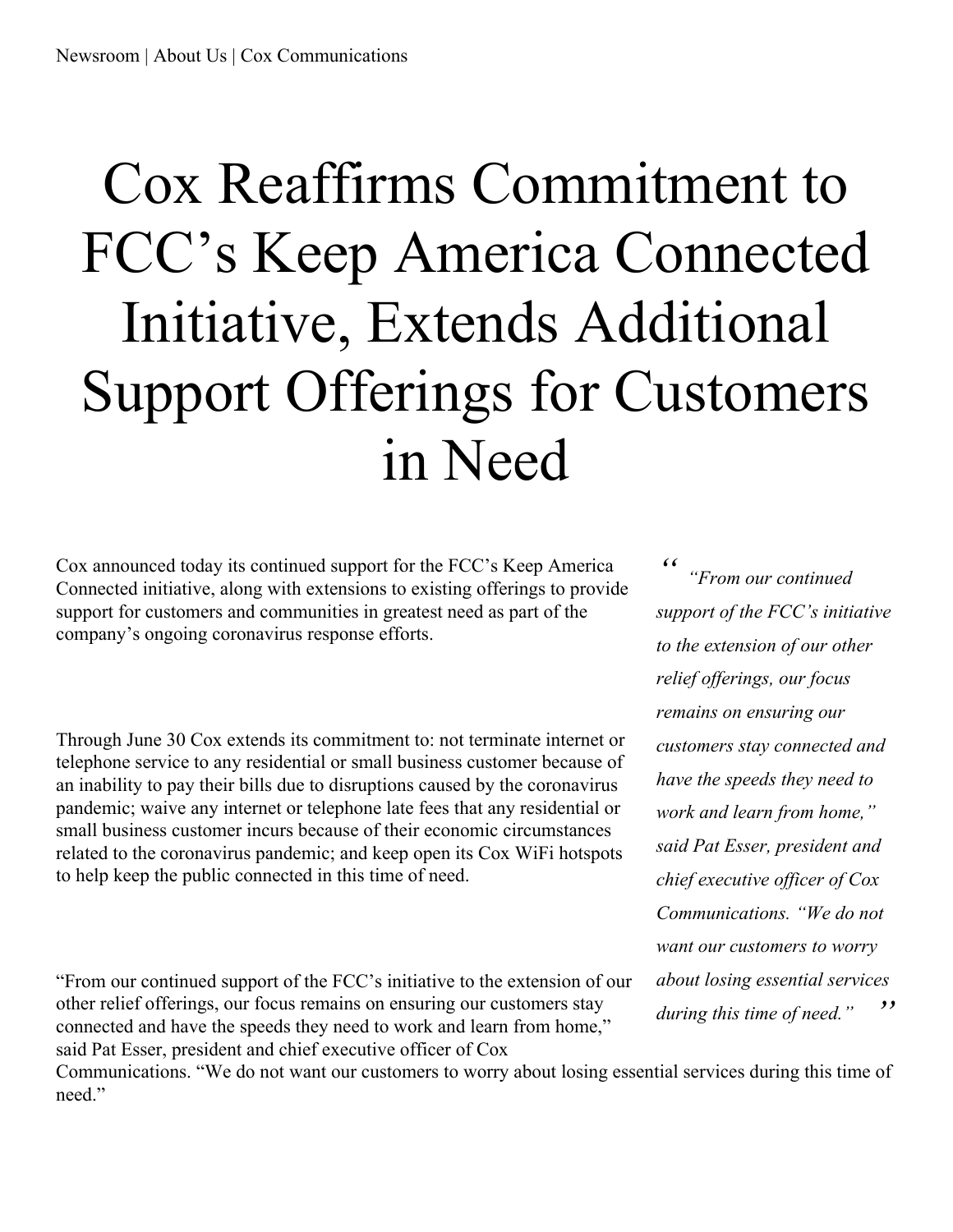# Cox Reaffirms Commitment to FCC's Keep America Connected Initiative, Extends Additional Support Offerings for Customers in Need

Cox announced today its continued support for the FCC's Keep America Connected initiative, along with extensions to existing offerings to provide support for customers and communities in greatest need as part of the company's ongoing coronavirus response efforts.

> *"From our continued support of the FCC's initiative to the extension of our other relief offerings, our focus remains on ensuring our customers stay connected and have the speeds they need to work and learn from home," said Pat Esser, president and chief executive officer of Cox Communications. "We do not want our customers to worry about losing essential services during this time of need."*

Through June 30 Cox extends its commitment to: not terminate internet or telephone service to any residential or small business customer because of an inability to pay their bills due to disruptions caused by the coronavirus pandemic; waive any internet or telephone late fees that any residential or small business customer incurs because of their economic circumstances related to the coronavirus pandemic; and keep open its Cox WiFi hotspots to help keep the public connected in this time of need.

"From our continued support of the FCC's initiative to the extension of our other relief offerings, our focus remains on ensuring our customers stay connected and have the speeds they need to work and learn from home," said Pat Esser, president and chief executive officer of Cox Communications. "We do not want our customers to worry about losing essential services during this time of need."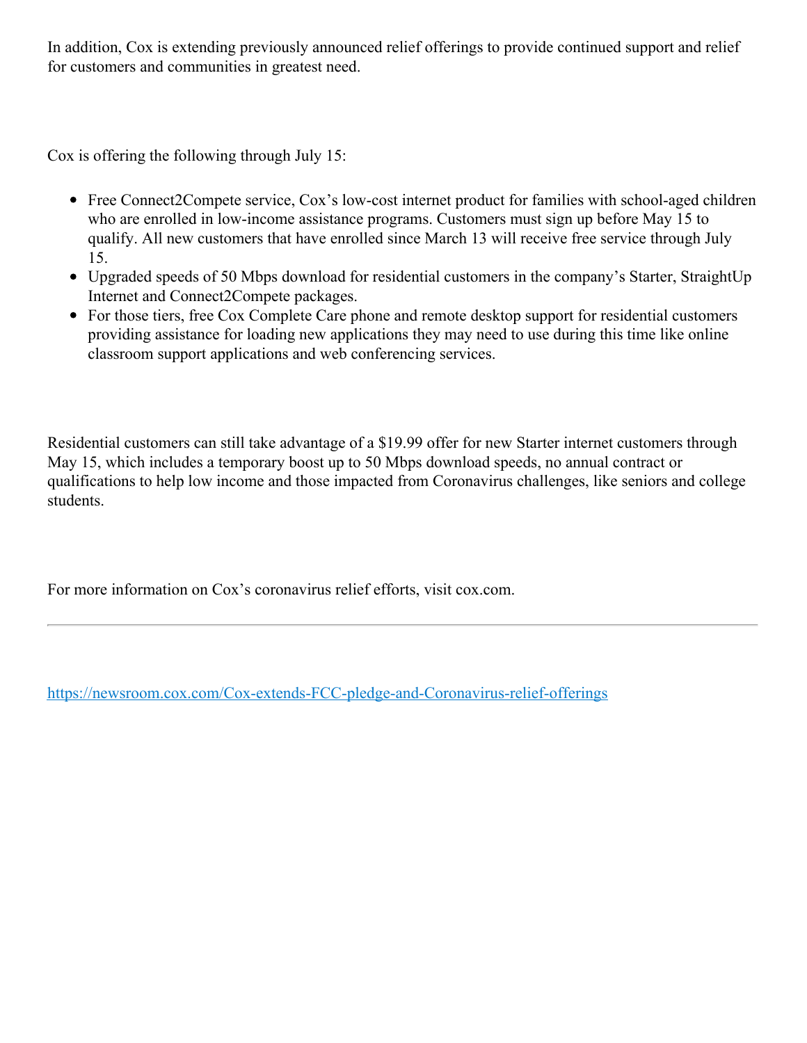In addition, Cox is extending previously announced relief offerings to provide continued support and relief for customers and communities in greatest need.

Cox is offering the following through July 15:

- Free Connect2Compete service, Cox's low-cost internet product for families with school-aged children who are enrolled in low-income assistance programs. Customers must sign up before May 15 to qualify. All new customers that have enrolled since March 13 will receive free service through July 15.
- Upgraded speeds of 50 Mbps download for residential customers in the company's Starter, StraightUp Internet and Connect2Compete packages.
- For those tiers, free Cox Complete Care phone and remote desktop support for residential customers providing assistance for loading new applications they may need to use during this time like online classroom support applications and web conferencing services.

Residential customers can still take advantage of a $19.99 offer for new Starter internet customers through May 15, which includes a temporary boost up to 50 Mbps download speeds, no annual contract or qualifications to help low income and those impacted from Coronavirus challenges, like seniors and college students.

For more information on Cox's coronavirus relief efforts, visit cox.com.

---

https://newsroom.cox.com/Cox-extends-FCC-pledge-and-Coronavirus-relief-offerings